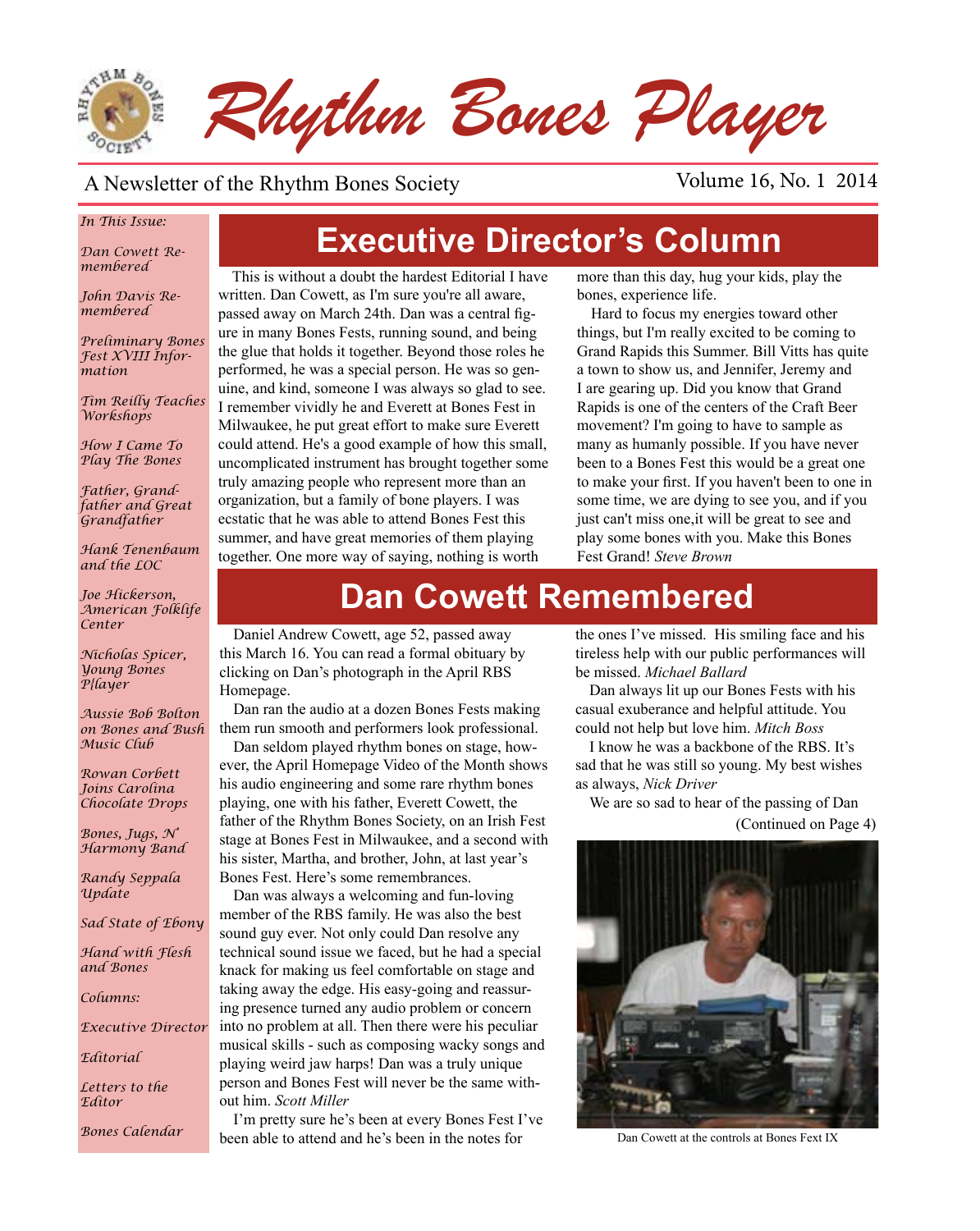# Rhythm Bones Player

A Newsletter of the Rhythm Bones Society

Volume 16, No. 1 2014

*In This Issue:*

*Dan Cowett Remembered*

*John Davis Remembered*

*Preliminary Bones Fest XVIII Information*

*Tim Reilly Teaches Workshops*

*How I Came To Play The Bones*

*Father, Grandfather and Great Grandfather*

*Hank Tenenbaum and the LOC*

*Joe Hickerson, American Folklife Center*

*Nicholas Spicer, Young Bones P[layer*

*Aussie Bob Bolton on Bones and Bush Music Club*

*Rowan Corbett Joins Carolina Chocolate Drops*

*Bones, Jugs, N' Harmony Band*

*Randy Seppala Update*

*Sad State of Ebony*

*Hand with Flesh and Bones*

*Columns:*

*Executive Director*

*Editorial*

*Letters to the Editor*

*Bones Calendar*

## Executive Director's Column

This is without a doubt the hardest Editorial I have written. Dan Cowett, as I'm sure you're all aware, passed away on March 24th. Dan was a central figure in many Bones Fests, running sound, and being the glue that holds it together. Beyond those roles he performed, he was a special person. He was so genuine, and kind, someone I was always so glad to see. I remember vividly he and Everett at Bones Fest in Milwaukee, he put great effort to make sure Everett could attend. He's a good example of how this small, uncomplicated instrument has brought together some truly amazing people who represent more than an organization, but a family of bone players. I was ecstatic that he was able to attend Bones Fest this summer, and have great memories of them playing together. One more way of saying, nothing is worth more than this day, hug your kids, play the bones, experience life.

Hard to focus my energies toward other things, but I'm really excited to be coming to Grand Rapids this Summer. Bill Vitts has quite a town to show us, and Jennifer, Jeremy and I are gearing up. Did you know that Grand Rapids is one of the centers of the Craft Beer movement? I'm going to have to sample as many as humanly possible. If you have never been to a Bones Fest this would be a great one to make your first. If you haven't been to one in some time, we are dying to see you, and if you just can't miss one,it will be great to see and play some bones with you. Make this Bones Fest Grand! *Steve Brown*

## Dan Cowett Remembered

Daniel Andrew Cowett, age 52, passed away this March 16. You can read a formal obituary by clicking on Dan's photograph in the April RBS Homepage.

Dan ran the audio at a dozen Bones Fests making them run smooth and performers look professional.

Dan seldom played rhythm bones on stage, however, the April Homepage Video of the Month shows his audio engineering and some rare rhythm bones playing, one with his father, Everett Cowett, the father of the Rhythm Bones Society, on an Irish Fest stage at Bones Fest in Milwaukee, and a second with his sister, Martha, and brother, John, at last year's Bones Fest. Here's some remembrances.

Dan was always a welcoming and fun-loving member of the RBS family. He was also the best sound guy ever. Not only could Dan resolve any technical sound issue we faced, but he had a special knack for making us feel comfortable on stage and taking away the edge. His easy-going and reassuring presence turned any audio problem or concern into no problem at all. Then there were his peculiar musical skills - such as composing wacky songs and playing weird jaw harps! Dan was a truly unique person and Bones Fest will never be the same without him. *Scott Miller*

I'm pretty sure he's been at every Bones Fest I've been able to attend and he's been in the notes for the ones I've missed. His smiling face and his tireless help with our public performances will be missed. *Michael Ballard*

Dan always lit up our Bones Fests with his casual exuberance and helpful attitude. You could not help but love him. *Mitch Boss*

I know he was a backbone of the RBS. It's sad that he was still so young. My best wishes as always, *Nick Driver*

We are so sad to hear of the passing of Dan

(Continued on Page 4)

Dan Cowett at the controls at Bones Fext IX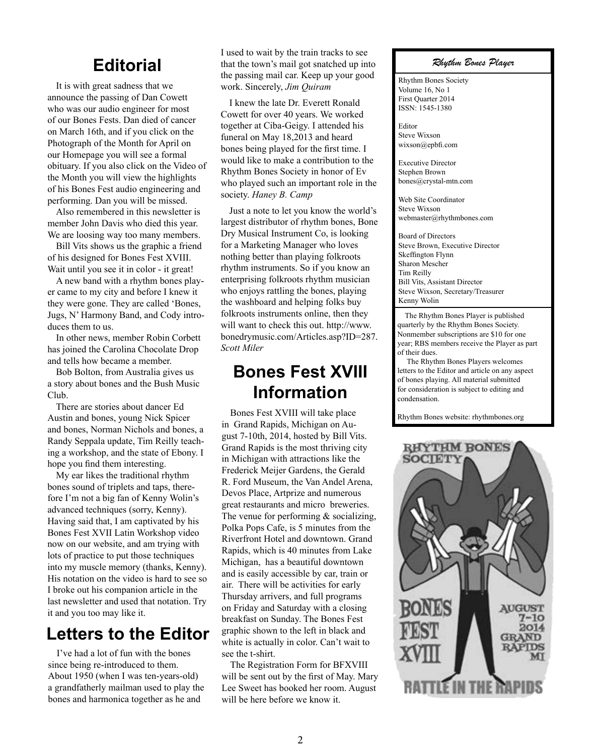# Editorial

It is with great sadness that we announce the passing of Dan Cowett who was our audio engineer for most of our Bones Fests. Dan died of cancer on March 16th, and if you click on the Photograph of the Month for April on our Homepage you will see a formal obituary. If you also click on the Video of the Month you will view the highlights of his Bones Fest audio engineering and performing. Dan you will be missed.

Also remembered in this newsletter is member John Davis who died this year. We are loosing way too many members.

Bill Vits shows us the graphic a friend of his designed for Bones Fest XVIII. Wait until you see it in color - it great!

A new band with a rhythm bones player came to my city and before I knew it they were gone. They are called 'Bones, Jugs, N' Harmony Band, and Cody introduces them to us.

In other news, member Robin Corbett has joined the Carolina Chocolate Drop and tells how became a member.

Bob Bolton, from Australia gives us a story about bones and the Bush Music Club.

There are stories about dancer Ed Austin and bones, young Nick Spicer and bones, Norman Nichols and bones, a Randy Seppala update, Tim Reilly teaching a workshop, and the state of Ebony. I hope you find them interesting.

My ear likes the traditional rhythm bones sound of triplets and taps, therefore I'm not a big fan of Kenny Wolin's advanced techniques (sorry, Kenny). Having said that, I am captivated by his Bones Fest XVII Latin Workshop video now on our website, and am trying with lots of practice to put those techniques into my muscle memory (thanks, Kenny). His notation on the video is hard to see so I broke out his companion article in the last newsletter and used that notation. Try it and you too may like it.

# Letters to the Editor

I've had a lot of fun with the bones since being re-introduced to them. About 1950 (when I was ten-years-old) a grandfatherly mailman used to play the bones and harmonica together as he and I used to wait by the train tracks to see that the town's mail got snatched up into the passing mail car. Keep up your good work. Sincerely, *Jim Quiram*

I knew the late Dr. Everett Ronald Cowett for over 40 years. We worked together at Ciba-Geigy. I attended his funeral on May 18,2013 and heard bones being played for the first time. I would like to make a contribution to the Rhythm Bones Society in honor of Ev who played such an important role in the society. *Haney B. Camp*

Just a note to let you know the world's largest distributor of rhythm bones, Bone Dry Musical Instrument Co, is looking for a Marketing Manager who loves nothing better than playing folkroots rhythm instruments. So if you know an enterprising folkroots rhythm musician who enjoys rattling the bones, playing the washboard and helping folks buy folkroots instruments online, then they will want to check this out. http://www.bonedrymusic.com/Articles.asp?ID=287. *Scott Miler*

# Bones Fest XVIII Information

Bones Fest XVIII will take place in Grand Rapids, Michigan on August 7-10th, 2014, hosted by Bill Vits. Grand Rapids is the most thriving city in Michigan with attractions like the Frederick Meijer Gardens, the Gerald R. Ford Museum, the Van Andel Arena, Devos Place, Artprize and numerous great restaurants and micro breweries. The venue for performing & socializing, Polka Pops Cafe, is 5 minutes from the Riverfront Hotel and downtown. Grand Rapids, which is 40 minutes from Lake Michigan, has a beautiful downtown and is easily accessible by car, train or air. There will be activities for early Thursday arrivers, and full programs on Friday and Saturday with a closing breakfast on Sunday. The Bones Fest graphic shown to the left in black and white is actually in color. Can't wait to see the t-shirt.

The Registration Form for BFXVIII will be sent out by the first of May. Mary Lee Sweet has booked her room. August will be here before we know it.

---

***Rhythm Bones Player***

Rhythm Bones Society
Volume 16, No 1
First Quarter 2014
ISSN: 1545-1380

Editor
Steve Wixson
wixson@epbfi.com

Executive Director
Stephen Brown
bones@crystal-mtn.com

Web Site Coordinator
Steve Wixson
webmaster@rhythmbones.com

Board of Directors
Steve Brown, Executive Director
Skeffington Flynn
Sharon Mescher
Tim Reilly
Bill Vits, Assistant Director
Steve Wixson, Secretary/Treasurer
Kenny Wolin

The Rhythm Bones Player is published quarterly by the Rhythm Bones Society. Nonmember subscriptions are $10 for one year; RBS members receive the Player as part of their dues.

The Rhythm Bones Players welcomes letters to the Editor and article on any aspect of bones playing. All material submitted for consideration is subject to editing and condensation.

Rhythm Bones website: rhythmbones.org

---

RHYTHM BONES SOCIETY

BONES FEST XVIII

AUGUST 7-10 2014 GRAND RAPIDS MI

RATTLE IN THE RAPIDS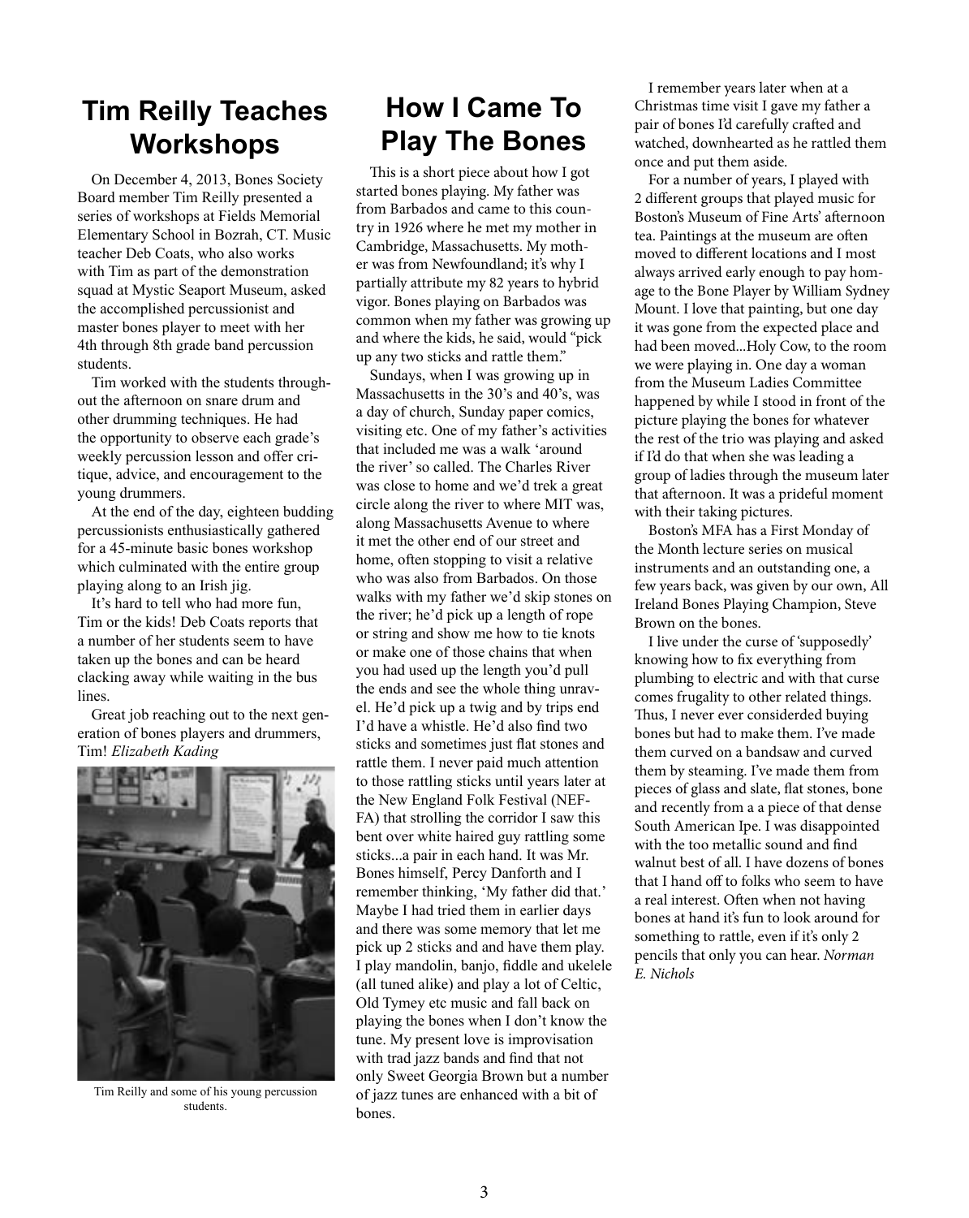## Tim Reilly Teaches Workshops

On December 4, 2013, Bones Society Board member Tim Reilly presented a series of workshops at Fields Memorial Elementary School in Bozrah, CT. Music teacher Deb Coats, who also works with Tim as part of the demonstration squad at Mystic Seaport Museum, asked the accomplished percussionist and master bones player to meet with her 4th through 8th grade band percussion students.

Tim worked with the students throughout the afternoon on snare drum and other drumming techniques. He had the opportunity to observe each grade's weekly percussion lesson and offer critique, advice, and encouragement to the young drummers.

At the end of the day, eighteen budding percussionists enthusiastically gathered for a 45-minute basic bones workshop which culminated with the entire group playing along to an Irish jig.

It's hard to tell who had more fun, Tim or the kids! Deb Coats reports that a number of her students seem to have taken up the bones and can be heard clacking away while waiting in the bus lines.

Great job reaching out to the next generation of bones players and drummers, Tim! *Elizabeth Kading*

Tim Reilly and some of his young percussion students.

## How I Came To Play The Bones

This is a short piece about how I got started bones playing. My father was from Barbados and came to this country in 1926 where he met my mother in Cambridge, Massachusetts. My mother was from Newfoundland; it's why I partially attribute my 82 years to hybrid vigor. Bones playing on Barbados was common when my father was growing up and where the kids, he said, would "pick up any two sticks and rattle them."

Sundays, when I was growing up in Massachusetts in the 30's and 40's, was a day of church, Sunday paper comics, visiting etc. One of my father's activities that included me was a walk 'around the river' so called. The Charles River was close to home and we'd trek a great circle along the river to where MIT was, along Massachusetts Avenue to where it met the other end of our street and home, often stopping to visit a relative who was also from Barbados. On those walks with my father we'd skip stones on the river; he'd pick up a length of rope or string and show me how to tie knots or make one of those chains that when you had used up the length you'd pull the ends and see the whole thing unravel. He'd pick up a twig and by trips end I'd have a whistle. He'd also find two sticks and sometimes just flat stones and rattle them. I never paid much attention to those rattling sticks until years later at the New England Folk Festival (NEFFA) that strolling the corridor I saw this bent over white haired guy rattling some sticks...a pair in each hand. It was Mr. Bones himself, Percy Danforth and I remember thinking, 'My father did that.' Maybe I had tried them in earlier days and there was some memory that let me pick up 2 sticks and and have them play. I play mandolin, banjo, fiddle and ukelele (all tuned alike) and play a lot of Celtic, Old Tymey etc music and fall back on playing the bones when I don't know the tune. My present love is improvisation with trad jazz bands and find that not only Sweet Georgia Brown but a number of jazz tunes are enhanced with a bit of bones.

I remember years later when at a Christmas time visit I gave my father a pair of bones I'd carefully crafted and watched, downhearted as he rattled them once and put them aside.

For a number of years, I played with 2 different groups that played music for Boston's Museum of Fine Arts' afternoon tea. Paintings at the museum are often moved to different locations and I most always arrived early enough to pay homage to the Bone Player by William Sydney Mount. I love that painting, but one day it was gone from the expected place and had been moved...Holy Cow, to the room we were playing in. One day a woman from the Museum Ladies Committee happened by while I stood in front of the picture playing the bones for whatever the rest of the trio was playing and asked if I'd do that when she was leading a group of ladies through the museum later that afternoon. It was a prideful moment with their taking pictures.

Boston's MFA has a First Monday of the Month lecture series on musical instruments and an outstanding one, a few years back, was given by our own, All Ireland Bones Playing Champion, Steve Brown on the bones.

I live under the curse of 'supposedly' knowing how to fix everything from plumbing to electric and with that curse comes frugality to other related things. Thus, I never ever considerded buying bones but had to make them. I've made them curved on a bandsaw and curved them by steaming. I've made them from pieces of glass and slate, flat stones, bone and recently from a a piece of that dense South American Ipe. I was disappointed with the too metallic sound and find walnut best of all. I have dozens of bones that I hand off to folks who seem to have a real interest. Often when not having bones at hand it's fun to look around for something to rattle, even if it's only 2 pencils that only you can hear. *Norman E. Nichols*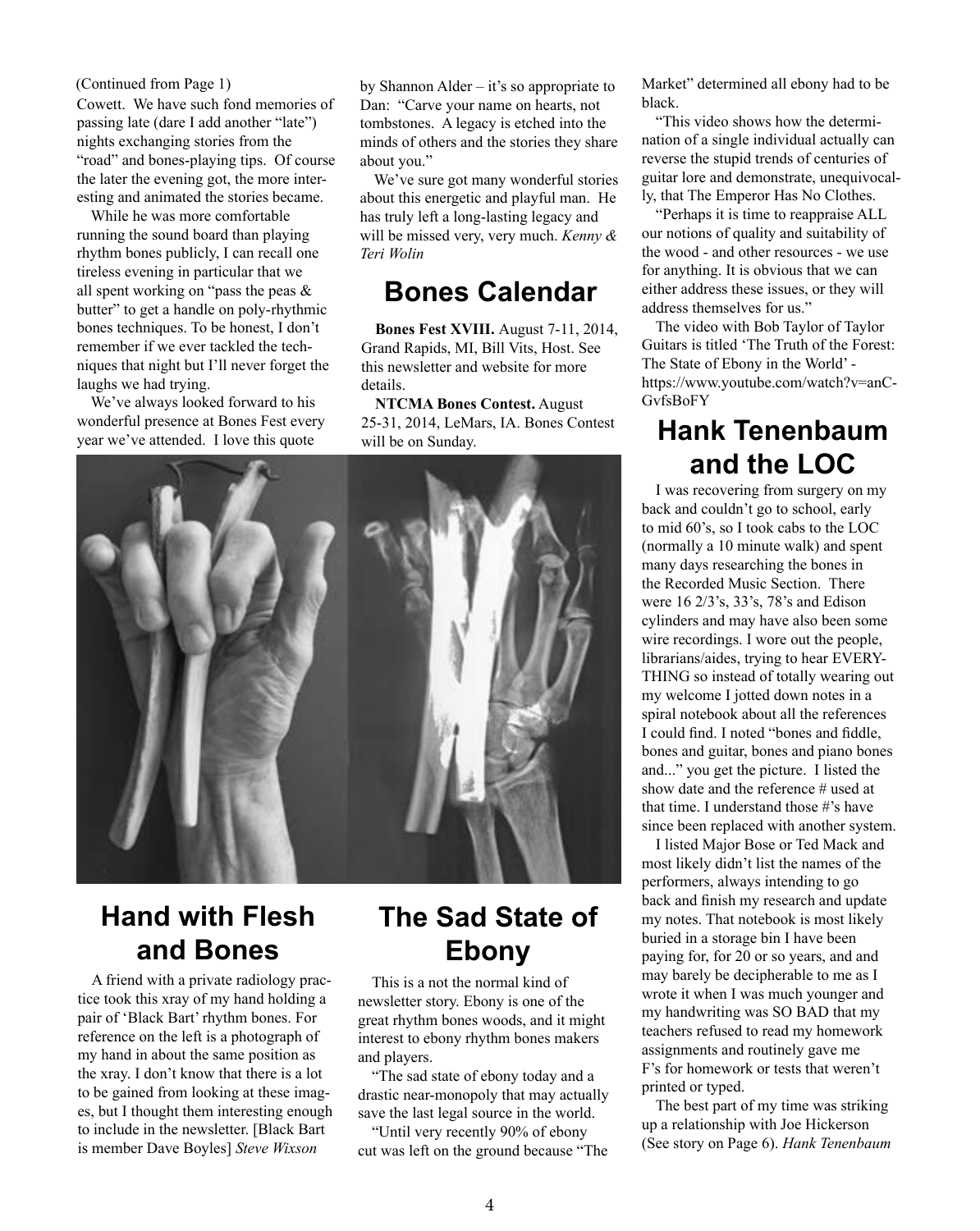(Continued from Page 1)

Cowett. We have such fond memories of passing late (dare I add another "late") nights exchanging stories from the "road" and bones-playing tips. Of course the later the evening got, the more interesting and animated the stories became.

While he was more comfortable running the sound board than playing rhythm bones publicly, I can recall one tireless evening in particular that we all spent working on "pass the peas & butter" to get a handle on poly-rhythmic bones techniques. To be honest, I don't remember if we ever tackled the techniques that night but I'll never forget the laughs we had trying.

We've always looked forward to his wonderful presence at Bones Fest every year we've attended. I love this quote by Shannon Alder – it's so appropriate to Dan: "Carve your name on hearts, not tombstones. A legacy is etched into the minds of others and the stories they share about you."

We've sure got many wonderful stories about this energetic and playful man. He has truly left a long-lasting legacy and will be missed very, very much. *Kenny & Teri Wolin*

## Bones Calendar

**Bones Fest XVIII.** August 7-11, 2014, Grand Rapids, MI, Bill Vits, Host. See this newsletter and website for more details.

**NTCMA Bones Contest.** August 25-31, 2014, LeMars, IA. Bones Contest will be on Sunday.

## Hand with Flesh and Bones

A friend with a private radiology practice took this xray of my hand holding a pair of 'Black Bart' rhythm bones. For reference on the left is a photograph of my hand in about the same position as the xray. I don't know that there is a lot to be gained from looking at these images, but I thought them interesting enough to include in the newsletter. [Black Bart is member Dave Boyles] *Steve Wixson*

## The Sad State of Ebony

This is a not the normal kind of newsletter story. Ebony is one of the great rhythm bones woods, and it might interest to ebony rhythm bones makers and players.

"The sad state of ebony today and a drastic near-monopoly that may actually save the last legal source in the world.

"Until very recently 90% of ebony cut was left on the ground because "The Market" determined all ebony had to be black.

"This video shows how the determination of a single individual actually can reverse the stupid trends of centuries of guitar lore and demonstrate, unequivocally, that The Emperor Has No Clothes.

"Perhaps it is time to reappraise ALL our notions of quality and suitability of the wood - and other resources - we use for anything. It is obvious that we can either address these issues, or they will address themselves for us."

The video with Bob Taylor of Taylor Guitars is titled 'The Truth of the Forest: The State of Ebony in the World' - https://www.youtube.com/watch?v=anC-GvfsBoFY

## Hank Tenenbaum and the LOC

I was recovering from surgery on my back and couldn't go to school, early to mid 60's, so I took cabs to the LOC (normally a 10 minute walk) and spent many days researching the bones in the Recorded Music Section. There were 16 2/3's, 33's, 78's and Edison cylinders and may have also been some wire recordings. I wore out the people, librarians/aides, trying to hear EVERYTHING so instead of totally wearing out my welcome I jotted down notes in a spiral notebook about all the references I could find. I noted "bones and fiddle, bones and guitar, bones and piano bones and..." you get the picture. I listed the show date and the reference # used at that time. I understand those #'s have since been replaced with another system.

I listed Major Bose or Ted Mack and most likely didn't list the names of the performers, always intending to go back and finish my research and update my notes. That notebook is most likely buried in a storage bin I have been paying for, for 20 or so years, and and may barely be decipherable to me as I wrote it when I was much younger and my handwriting was SO BAD that my teachers refused to read my homework assignments and routinely gave me F's for homework or tests that weren't printed or typed.

The best part of my time was striking up a relationship with Joe Hickerson (See story on Page 6). *Hank Tenenbaum*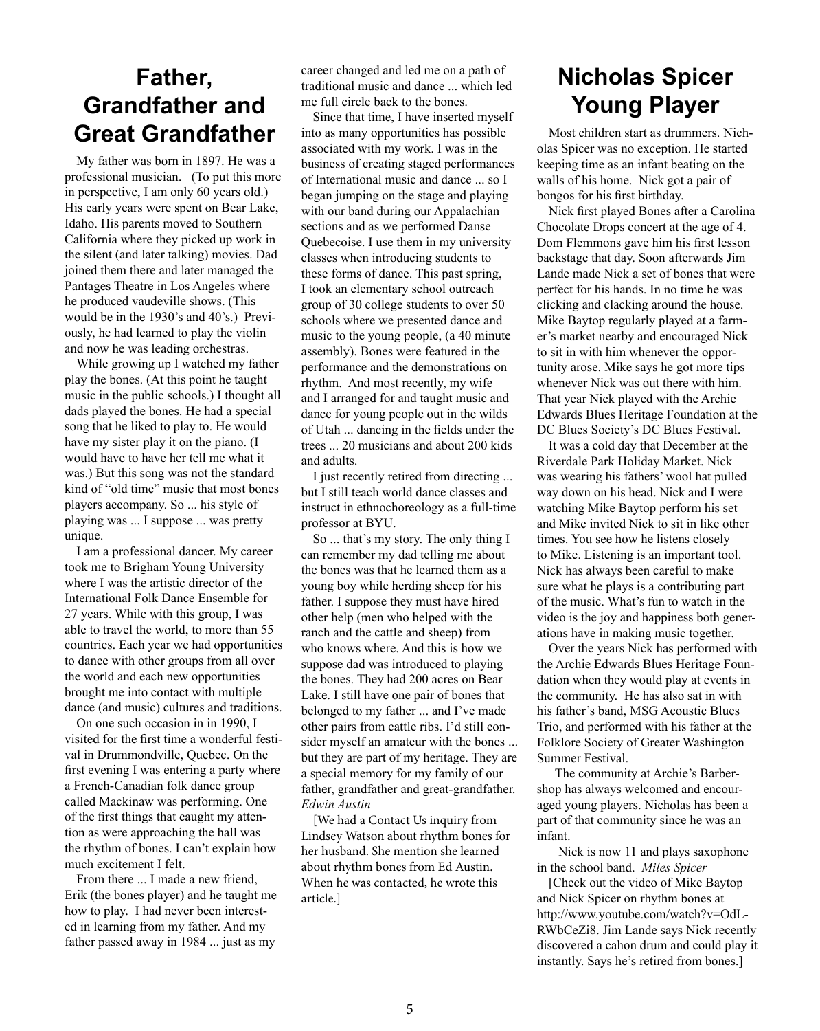# Father, Grandfather and Great Grandfather

My father was born in 1897. He was a professional musician. (To put this more in perspective, I am only 60 years old.) His early years were spent on Bear Lake, Idaho. His parents moved to Southern California where they picked up work in the silent (and later talking) movies. Dad joined them there and later managed the Pantages Theatre in Los Angeles where he produced vaudeville shows. (This would be in the 1930's and 40's.) Previously, he had learned to play the violin and now he was leading orchestras.

While growing up I watched my father play the bones. (At this point he taught music in the public schools.) I thought all dads played the bones. He had a special song that he liked to play to. He would have my sister play it on the piano. (I would have to have her tell me what it was.) But this song was not the standard kind of "old time" music that most bones players accompany. So ... his style of playing was ... I suppose ... was pretty unique.

I am a professional dancer. My career took me to Brigham Young University where I was the artistic director of the International Folk Dance Ensemble for 27 years. While with this group, I was able to travel the world, to more than 55 countries. Each year we had opportunities to dance with other groups from all over the world and each new opportunities brought me into contact with multiple dance (and music) cultures and traditions.

On one such occasion in in 1990, I visited for the first time a wonderful festival in Drummondville, Quebec. On the first evening I was entering a party where a French-Canadian folk dance group called Mackinaw was performing. One of the first things that caught my attention as were approaching the hall was the rhythm of bones. I can't explain how much excitement I felt.

From there ... I made a new friend, Erik (the bones player) and he taught me how to play. I had never been interested in learning from my father. And my father passed away in 1984 ... just as my career changed and led me on a path of traditional music and dance ... which led me full circle back to the bones.

Since that time, I have inserted myself into as many opportunities has possible associated with my work. I was in the business of creating staged performances of International music and dance ... so I began jumping on the stage and playing with our band during our Appalachian sections and as we performed Danse Quebecoise. I use them in my university classes when introducing students to these forms of dance. This past spring, I took an elementary school outreach group of 30 college students to over 50 schools where we presented dance and music to the young people, (a 40 minute assembly). Bones were featured in the performance and the demonstrations on rhythm. And most recently, my wife and I arranged for and taught music and dance for young people out in the wilds of Utah ... dancing in the fields under the trees ... 20 musicians and about 200 kids and adults.

I just recently retired from directing ... but I still teach world dance classes and instruct in ethnochoreology as a full-time professor at BYU.

So ... that's my story. The only thing I can remember my dad telling me about the bones was that he learned them as a young boy while herding sheep for his father. I suppose they must have hired other help (men who helped with the ranch and the cattle and sheep) from who knows where. And this is how we suppose dad was introduced to playing the bones. They had 200 acres on Bear Lake. I still have one pair of bones that belonged to my father ... and I've made other pairs from cattle ribs. I'd still consider myself an amateur with the bones ... but they are part of my heritage. They are a special memory for my family of our father, grandfather and great-grandfather. *Edwin Austin*

[We had a Contact Us inquiry from Lindsey Watson about rhythm bones for her husband. She mention she learned about rhythm bones from Ed Austin. When he was contacted, he wrote this article.]

# Nicholas Spicer Young Player

Most children start as drummers. Nicholas Spicer was no exception. He started keeping time as an infant beating on the walls of his home. Nick got a pair of bongos for his first birthday.

Nick first played Bones after a Carolina Chocolate Drops concert at the age of 4. Dom Flemmons gave him his first lesson backstage that day. Soon afterwards Jim Lande made Nick a set of bones that were perfect for his hands. In no time he was clicking and clacking around the house. Mike Baytop regularly played at a farmer's market nearby and encouraged Nick to sit in with him whenever the opportunity arose. Mike says he got more tips whenever Nick was out there with him. That year Nick played with the Archie Edwards Blues Heritage Foundation at the DC Blues Society's DC Blues Festival.

It was a cold day that December at the Riverdale Park Holiday Market. Nick was wearing his fathers' wool hat pulled way down on his head. Nick and I were watching Mike Baytop perform his set and Mike invited Nick to sit in like other times. You see how he listens closely to Mike. Listening is an important tool. Nick has always been careful to make sure what he plays is a contributing part of the music. What's fun to watch in the video is the joy and happiness both generations have in making music together.

Over the years Nick has performed with the Archie Edwards Blues Heritage Foundation when they would play at events in the community. He has also sat in with his father's band, MSG Acoustic Blues Trio, and performed with his father at the Folklore Society of Greater Washington Summer Festival.

The community at Archie's Barbershop has always welcomed and encouraged young players. Nicholas has been a part of that community since he was an infant.

Nick is now 11 and plays saxophone in the school band. *Miles Spicer*

[Check out the video of Mike Baytop and Nick Spicer on rhythm bones at http://www.youtube.com/watch?v=OdL-RWbCeZi8. Jim Lande says Nick recently discovered a cahon drum and could play it instantly. Says he's retired from bones.]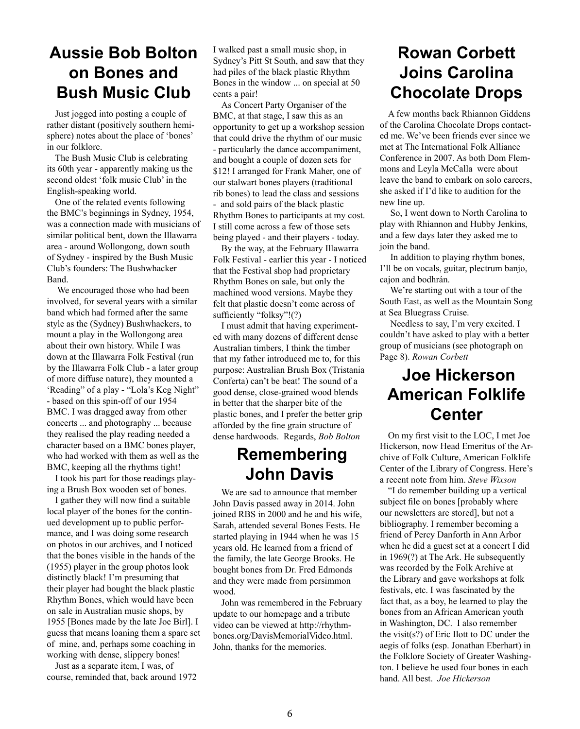## Aussie Bob Bolton on Bones and Bush Music Club

Just jogged into posting a couple of rather distant (positively southern hemisphere) notes about the place of 'bones' in our folklore.

The Bush Music Club is celebrating its 60th year - apparently making us the second oldest 'folk music Club' in the English-speaking world.

One of the related events following the BMC's beginnings in Sydney, 1954, was a connection made with musicians of similar political bent, down the Illawarra area - around Wollongong, down south of Sydney - inspired by the Bush Music Club's founders: The Bushwhacker Band.

We encouraged those who had been involved, for several years with a similar band which had formed after the same style as the (Sydney) Bushwhackers, to mount a play in the Wollongong area about their own history. While I was down at the Illawarra Folk Festival (run by the Illawarra Folk Club - a later group of more diffuse nature), they mounted a 'Reading" of a play - "Lola's Keg Night" - based on this spin-off of our 1954 BMC. I was dragged away from other concerts ... and photography ... because they realised the play reading needed a character based on a BMC bones player, who had worked with them as well as the BMC, keeping all the rhythms tight!

I took his part for those readings playing a Brush Box wooden set of bones.

I gather they will now find a suitable local player of the bones for the continued development up to public performance, and I was doing some research on photos in our archives, and I noticed that the bones visible in the hands of the (1955) player in the group photos look distinctly black! I'm presuming that their player had bought the black plastic Rhythm Bones, which would have been on sale in Australian music shops, by 1955 [Bones made by the late Joe Birl]. I guess that means loaning them a spare set of mine, and, perhaps some coaching in working with dense, slippery bones!

Just as a separate item, I was, of course, reminded that, back around 1972 I walked past a small music shop, in Sydney's Pitt St South, and saw that they had piles of the black plastic Rhythm Bones in the window ... on special at 50 cents a pair!

As Concert Party Organiser of the BMC, at that stage, I saw this as an opportunity to get up a workshop session that could drive the rhythm of our music - particularly the dance accompaniment, and bought a couple of dozen sets for $12! I arranged for Frank Maher, one of our stalwart bones players (traditional rib bones) to lead the class and sessions - and sold pairs of the black plastic Rhythm Bones to participants at my cost. I still come across a few of those sets being played - and their players - today.

By the way, at the February Illawarra Folk Festival - earlier this year - I noticed that the Festival shop had proprietary Rhythm Bones on sale, but only the machined wood versions. Maybe they felt that plastic doesn't come across of sufficiently "folksy"!(?)

I must admit that having experimented with many dozens of different dense Australian timbers, I think the timber that my father introduced me to, for this purpose: Australian Brush Box (Tristania Conferta) can't be beat! The sound of a good dense, close-grained wood blends in better that the sharper bite of the plastic bones, and I prefer the better grip afforded by the fine grain structure of dense hardwoods. Regards, *Bob Bolton*

## Remembering John Davis

We are sad to announce that member John Davis passed away in 2014. John joined RBS in 2000 and he and his wife, Sarah, attended several Bones Fests. He started playing in 1944 when he was 15 years old. He learned from a friend of the family, the late George Brooks. He bought bones from Dr. Fred Edmonds and they were made from persimmon wood.

John was remembered in the February update to our homepage and a tribute video can be viewed at http://rhythmbones.org/DavisMemorialVideo.html. John, thanks for the memories.

## Rowan Corbett Joins Carolina Chocolate Drops

A few months back Rhiannon Giddens of the Carolina Chocolate Drops contacted me. We've been friends ever since we met at The International Folk Alliance Conference in 2007. As both Dom Flemmons and Leyla McCalla were about leave the band to embark on solo careers, she asked if I'd like to audition for the new line up.

So, I went down to North Carolina to play with Rhiannon and Hubby Jenkins, and a few days later they asked me to join the band.

In addition to playing rhythm bones, I'll be on vocals, guitar, plectrum banjo, cajon and bodhrán.

We're starting out with a tour of the South East, as well as the Mountain Song at Sea Bluegrass Cruise.

Needless to say, I'm very excited. I couldn't have asked to play with a better group of musicians (see photograph on Page 8). *Rowan Corbett*

## Joe Hickerson American Folklife Center

On my first visit to the LOC, I met Joe Hickerson, now Head Emeritus of the Archive of Folk Culture, American Folklife Center of the Library of Congress. Here's a recent note from him. *Steve Wixson*

"I do remember building up a vertical subject file on bones [probably where our newsletters are stored], but not a bibliography. I remember becoming a friend of Percy Danforth in Ann Arbor when he did a guest set at a concert I did in 1969(?) at The Ark. He subsequently was recorded by the Folk Archive at the Library and gave workshops at folk festivals, etc. I was fascinated by the fact that, as a boy, he learned to play the bones from an African American youth in Washington, DC. I also remember the visit(s?) of Eric Ilott to DC under the aegis of folks (esp. Jonathan Eberhart) in the Folklore Society of Greater Washington. I believe he used four bones in each hand. All best. *Joe Hickerson*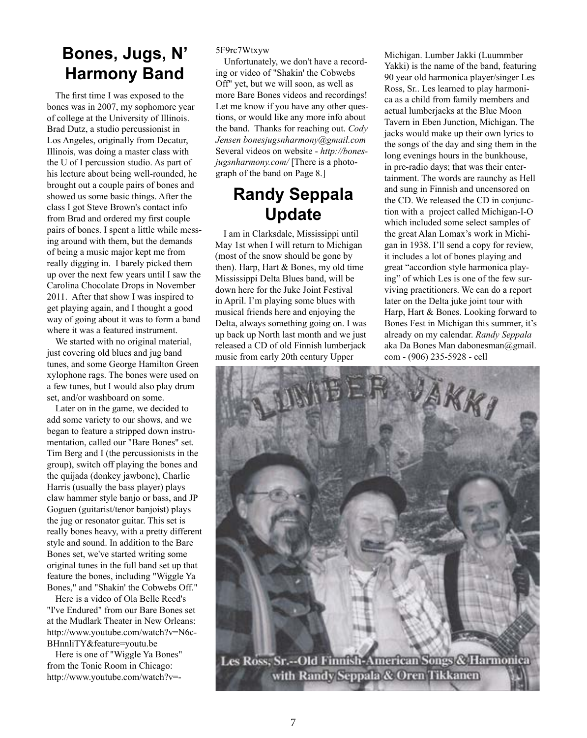## Bones, Jugs, N' Harmony Band

The first time I was exposed to the bones was in 2007, my sophomore year of college at the University of Illinois. Brad Dutz, a studio percussionist in Los Angeles, originally from Decatur, Illinois, was doing a master class with the U of I percussion studio. As part of his lecture about being well-rounded, he brought out a couple pairs of bones and showed us some basic things. After the class I got Steve Brown's contact info from Brad and ordered my first couple pairs of bones. I spent a little while messing around with them, but the demands of being a music major kept me from really digging in. I barely picked them up over the next few years until I saw the Carolina Chocolate Drops in November 2011. After that show I was inspired to get playing again, and I thought a good way of going about it was to form a band where it was a featured instrument.

We started with no original material, just covering old blues and jug band tunes, and some George Hamilton Green xylophone rags. The bones were used on a few tunes, but I would also play drum set, and/or washboard on some.

Later on in the game, we decided to add some variety to our shows, and we began to feature a stripped down instrumentation, called our "Bare Bones" set. Tim Berg and I (the percussionists in the group), switch off playing the bones and the quijada (donkey jawbone), Charlie Harris (usually the bass player) plays claw hammer style banjo or bass, and JP Goguen (guitarist/tenor banjoist) plays the jug or resonator guitar. This set is really bones heavy, with a pretty different style and sound. In addition to the Bare Bones set, we've started writing some original tunes in the full band set up that feature the bones, including "Wiggle Ya Bones," and "Shakin' the Cobwebs Off."

Here is a video of Ola Belle Reed's "I've Endured" from our Bare Bones set at the Mudlark Theater in New Orleans: http://www.youtube.com/watch?v=N6c-BHnnliTY&feature=youtu.be

Here is one of "Wiggle Ya Bones" from the Tonic Room in Chicago: http://www.youtube.com/watch?v=-5F9rc7Wtxyw

Unfortunately, we don't have a recording or video of "Shakin' the Cobwebs Off" yet, but we will soon, as well as more Bare Bones videos and recordings! Let me know if you have any other questions, or would like any more info about the band. Thanks for reaching out. *Cody Jensen bonesjugsnharmony@gmail.com* Several videos on website - *http://bonesjugsnharmony.com/* [There is a photograph of the band on Page 8.]

## Randy Seppala Update

I am in Clarksdale, Mississippi until May 1st when I will return to Michigan (most of the snow should be gone by then). Harp, Hart & Bones, my old time Mississippi Delta Blues band, will be down here for the Juke Joint Festival in April. I'm playing some blues with musical friends here and enjoying the Delta, always something going on. I was up back up North last month and we just released a CD of old Finnish lumberjack music from early 20th century Upper Michigan. Lumber Jakki (Luummber Yakki) is the name of the band, featuring 90 year old harmonica player/singer Les Ross, Sr.. Les learned to play harmonica as a child from family members and actual lumberjacks at the Blue Moon Tavern in Eben Junction, Michigan. The jacks would make up their own lyrics to the songs of the day and sing them in the long evenings hours in the bunkhouse, in pre-radio days; that was their entertainment. The words are raunchy as Hell and sung in Finnish and uncensored on the CD. We released the CD in conjunction with a project called Michigan-I-O which included some select samples of the great Alan Lomax's work in Michigan in 1938. I'll send a copy for review, it includes a lot of bones playing and great "accordion style harmonica playing" of which Les is one of the few surviving practitioners. We can do a report later on the Delta juke joint tour with Harp, Hart & Bones. Looking forward to Bones Fest in Michigan this summer, it's already on my calendar. *Randy Seppala* aka Da Bones Man dabonesman@gmail.com - (906) 235-5928 - cell

Les Ross, Sr.--Old Finnish-American Songs & Harmonica with Randy Seppala & Oren Tikkanen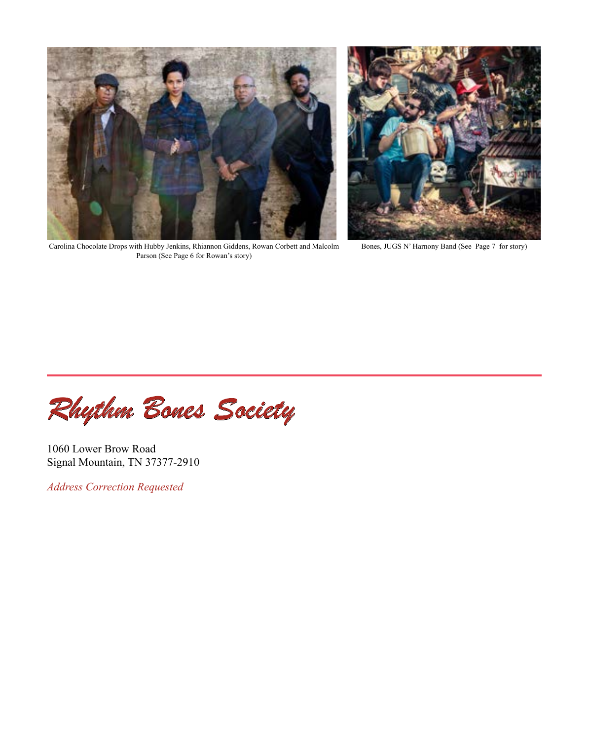Carolina Chocolate Drops with Hubby Jenkins, Rhiannon Giddens, Rowan Corbett and Malcolm Parson (See Page 6 for Rowan's story)

Bones, JUGS N' Harnony Band (See Page 7 for story)

# Rhythm Bones Society

1060 Lower Brow Road
Signal Mountain, TN 37377-2910

*Address Correction Requested*